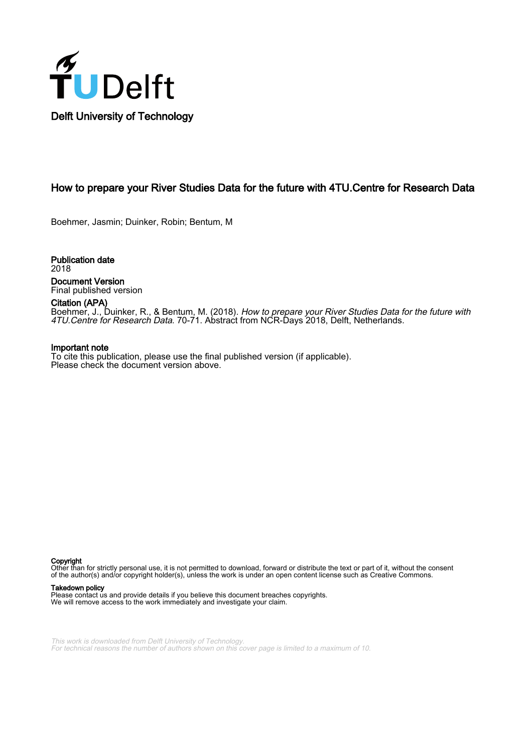Delft University of Technology

# How to prepare your River Studies Data for the future with 4TU.Centre for Research Data

Boehmer, Jasmin; Duinker, Robin; Bentum, M

**Publication date**
2018

**Document Version**
Final published version

**Citation (APA)**
Boehmer, J., Duinker, R., & Bentum, M. (2018). *How to prepare your River Studies Data for the future with 4TU.Centre for Research Data*. 70-71. Abstract from NCR-Days 2018, Delft, Netherlands.

**Important note**
To cite this publication, please use the final published version (if applicable).
Please check the document version above.

**Copyright**
Other than for strictly personal use, it is not permitted to download, forward or distribute the text or part of it, without the consent of the author(s) and/or copyright holder(s), unless the work is under an open content license such as Creative Commons.

**Takedown policy**
Please contact us and provide details if you believe this document breaches copyrights.
We will remove access to the work immediately and investigate your claim.

*This work is downloaded from Delft University of Technology.*
*For technical reasons the number of authors shown on this cover page is limited to a maximum of 10.*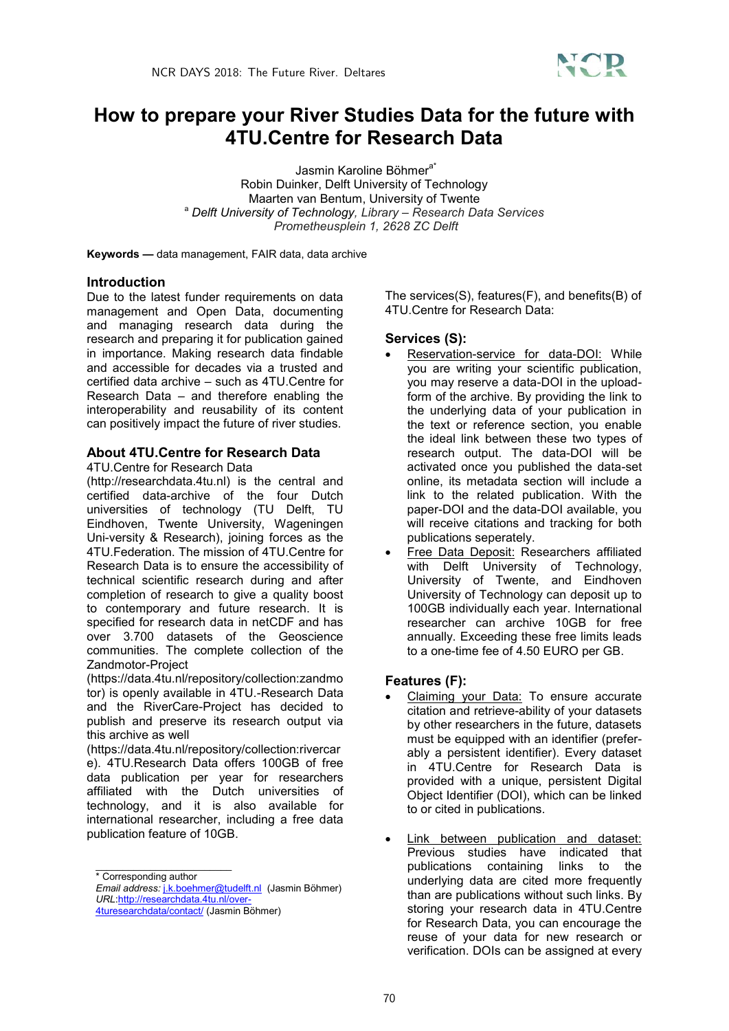# How to prepare your River Studies Data for the future with 4TU.Centre for Research Data

Jasmin Karoline Böhmer[a*]
Robin Duinker, Delft University of Technology
Maarten van Bentum, University of Twente
[a] *Delft University of Technology, Library – Research Data Services*
*Prometheusplein 1, 2628 ZC Delft*

**Keywords —** data management, FAIR data, data archive

## Introduction

Due to the latest funder requirements on data management and Open Data, documenting and managing research data during the research and preparing it for publication gained in importance. Making research data findable and accessible for decades via a trusted and certified data archive – such as 4TU.Centre for Research Data – and therefore enabling the interoperability and reusability of its content can positively impact the future of river studies.

## About 4TU.Centre for Research Data

4TU.Centre for Research Data (http://researchdata.4tu.nl) is the central and certified data-archive of the four Dutch universities of technology (TU Delft, TU Eindhoven, Twente University, Wageningen Uni-versity & Research), joining forces as the 4TU.Federation. The mission of 4TU.Centre for Research Data is to ensure the accessibility of technical scientific research during and after completion of research to give a quality boost to contemporary and future research. It is specified for research data in netCDF and has over 3.700 datasets of the Geoscience communities. The complete collection of the Zandmotor-Project (https://data.4tu.nl/repository/collection:zandmotor) is openly available in 4TU.-Research Data and the RiverCare-Project has decided to publish and preserve its research output via this archive as well (https://data.4tu.nl/repository/collection:rivercare). 4TU.Research Data offers 100GB of free data publication per year for researchers affiliated with the Dutch universities of technology, and it is also available for international researcher, including a free data publication feature of 10GB.

The services(S), features(F), and benefits(B) of 4TU.Centre for Research Data:

### Services (S):

- Reservation-service for data-DOI: While you are writing your scientific publication, you may reserve a data-DOI in the upload-form of the archive. By providing the link to the underlying data of your publication in the text or reference section, you enable the ideal link between these two types of research output. The data-DOI will be activated once you published the data-set online, its metadata section will include a link to the related publication. With the paper-DOI and the data-DOI available, you will receive citations and tracking for both publications seperately.
- Free Data Deposit: Researchers affiliated with Delft University of Technology, University of Twente, and Eindhoven University of Technology can deposit up to 100GB individually each year. International researcher can archive 10GB for free annually. Exceeding these free limits leads to a one-time fee of 4.50 EURO per GB.

### Features (F):

- Claiming your Data: To ensure accurate citation and retrieve-ability of your datasets by other researchers in the future, datasets must be equipped with an identifier (prefer-ably a persistent identifier). Every dataset in 4TU.Centre for Research Data is provided with a unique, persistent Digital Object Identifier (DOI), which can be linked to or cited in publications.
- Link between publication and dataset: Previous studies have indicated that publications containing links to the underlying data are cited more frequently than are publications without such links. By storing your research data in 4TU.Centre for Research Data, you can encourage the reuse of your data for new research or verification. DOIs can be assigned at every

* Corresponding author
*Email address:* j.k.boehmer@tudelft.nl (Jasmin Böhmer)
*URL:*http://researchdata.4tu.nl/over-4turesearchdata/contact/ (Jasmin Böhmer)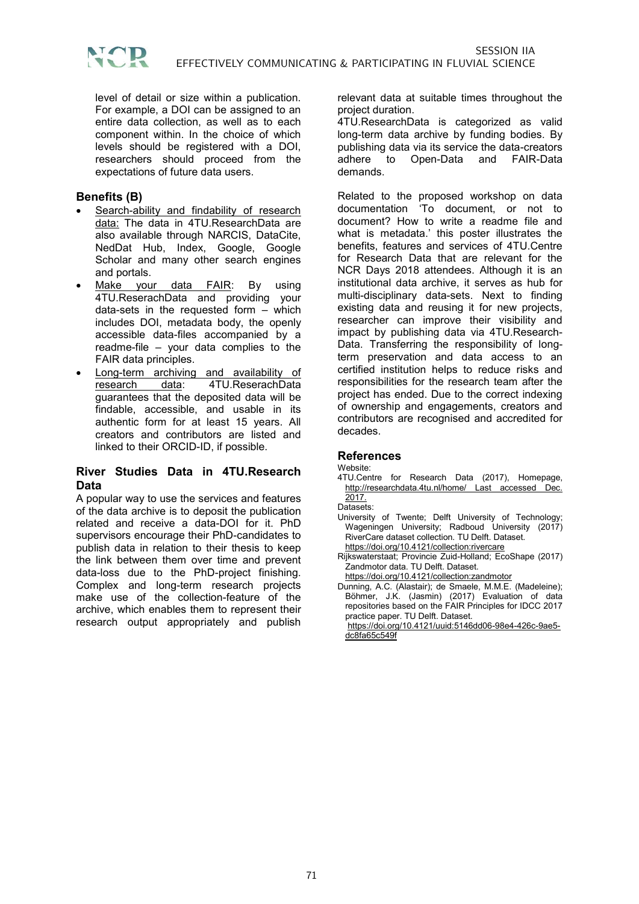level of detail or size within a publication. For example, a DOI can be assigned to an entire data collection, as well as to each component within. In the choice of which levels should be registered with a DOI, researchers should proceed from the expectations of future data users.

## Benefits (B)

- Search-ability and findability of research data: The data in 4TU.ResearchData are also available through NARCIS, DataCite, NedDat Hub, Index, Google, Google Scholar and many other search engines and portals.
- Make your data FAIR: By using 4TU.ReserachData and providing your data-sets in the requested form – which includes DOI, metadata body, the openly accessible data-files accompanied by a readme-file – your data complies to the FAIR data principles.
- Long-term archiving and availability of research data: 4TU.ReserachData guarantees that the deposited data will be findable, accessible, and usable in its authentic form for at least 15 years. All creators and contributors are listed and linked to their ORCID-ID, if possible.

## River Studies Data in 4TU.Research Data

A popular way to use the services and features of the data archive is to deposit the publication related and receive a data-DOI for it. PhD supervisors encourage their PhD-candidates to publish data in relation to their thesis to keep the link between them over time and prevent data-loss due to the PhD-project finishing. Complex and long-term research projects make use of the collection-feature of the archive, which enables them to represent their research output appropriately and publish relevant data at suitable times throughout the project duration.

4TU.ResearchData is categorized as valid long-term data archive by funding bodies. By publishing data via its service the data-creators adhere to Open-Data and FAIR-Data demands.

Related to the proposed workshop on data documentation 'To document, or not to document? How to write a readme file and what is metadata.' this poster illustrates the benefits, features and services of 4TU.Centre for Research Data that are relevant for the NCR Days 2018 attendees. Although it is an institutional data archive, it serves as hub for multi-disciplinary data-sets. Next to finding existing data and reusing it for new projects, researcher can improve their visibility and impact by publishing data via 4TU.Research-Data. Transferring the responsibility of long-term preservation and data access to an certified institution helps to reduce risks and responsibilities for the research team after the project has ended. Due to the correct indexing of ownership and engagements, creators and contributors are recognised and accredited for decades.

## References

Website:

4TU.Centre for Research Data (2017), Homepage, http://researchdata.4tu.nl/home/ Last accessed Dec. 2017.

Datasets:

University of Twente; Delft University of Technology; Wageningen University; Radboud University (2017) RiverCare dataset collection. TU Delft. Dataset. https://doi.org/10.4121/collection:rivercare

Rijkswaterstaat; Provincie Zuid-Holland; EcoShape (2017) Zandmotor data. TU Delft. Dataset. https://doi.org/10.4121/collection:zandmotor

Dunning, A.C. (Alastair); de Smaele, M.M.E. (Madeleine); Böhmer, J.K. (Jasmin) (2017) Evaluation of data repositories based on the FAIR Principles for IDCC 2017 practice paper. TU Delft. Dataset. https://doi.org/10.4121/uuid:5146dd06-98e4-426c-9ae5-dc8fa65c549f